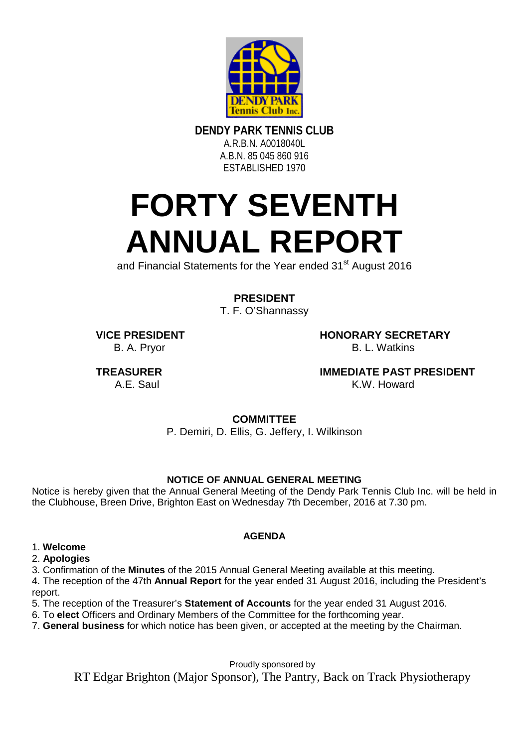**DENDY PARK TENNIS CLUB**
A.R.B.N. A0018040L
A.B.N. 85 045 860 916
ESTABLISHED 1970

# FORTY SEVENTH ANNUAL REPORT

and Financial Statements for the Year ended 31st August 2016

**PRESIDENT**
T. F. O'Shannassy

**VICE PRESIDENT**
B. A. Pryor

**HONORARY SECRETARY**
B. L. Watkins

**TREASURER**
A.E. Saul

**IMMEDIATE PAST PRESIDENT**
K.W. Howard

**COMMITTEE**
P. Demiri, D. Ellis, G. Jeffery, I. Wilkinson

### NOTICE OF ANNUAL GENERAL MEETING

Notice is hereby given that the Annual General Meeting of the Dendy Park Tennis Club Inc. will be held in the Clubhouse, Breen Drive, Brighton East on Wednesday 7th December, 2016 at 7.30 pm.

### AGENDA

1. **Welcome**
2. **Apologies**
3. Confirmation of the **Minutes** of the 2015 Annual General Meeting available at this meeting.
4. The reception of the 47th **Annual Report** for the year ended 31 August 2016, including the President's report.
5. The reception of the Treasurer's **Statement of Accounts** for the year ended 31 August 2016.
6. To **elect** Officers and Ordinary Members of the Committee for the forthcoming year.
7. **General business** for which notice has been given, or accepted at the meeting by the Chairman.

Proudly sponsored by
RT Edgar Brighton (Major Sponsor), The Pantry, Back on Track Physiotherapy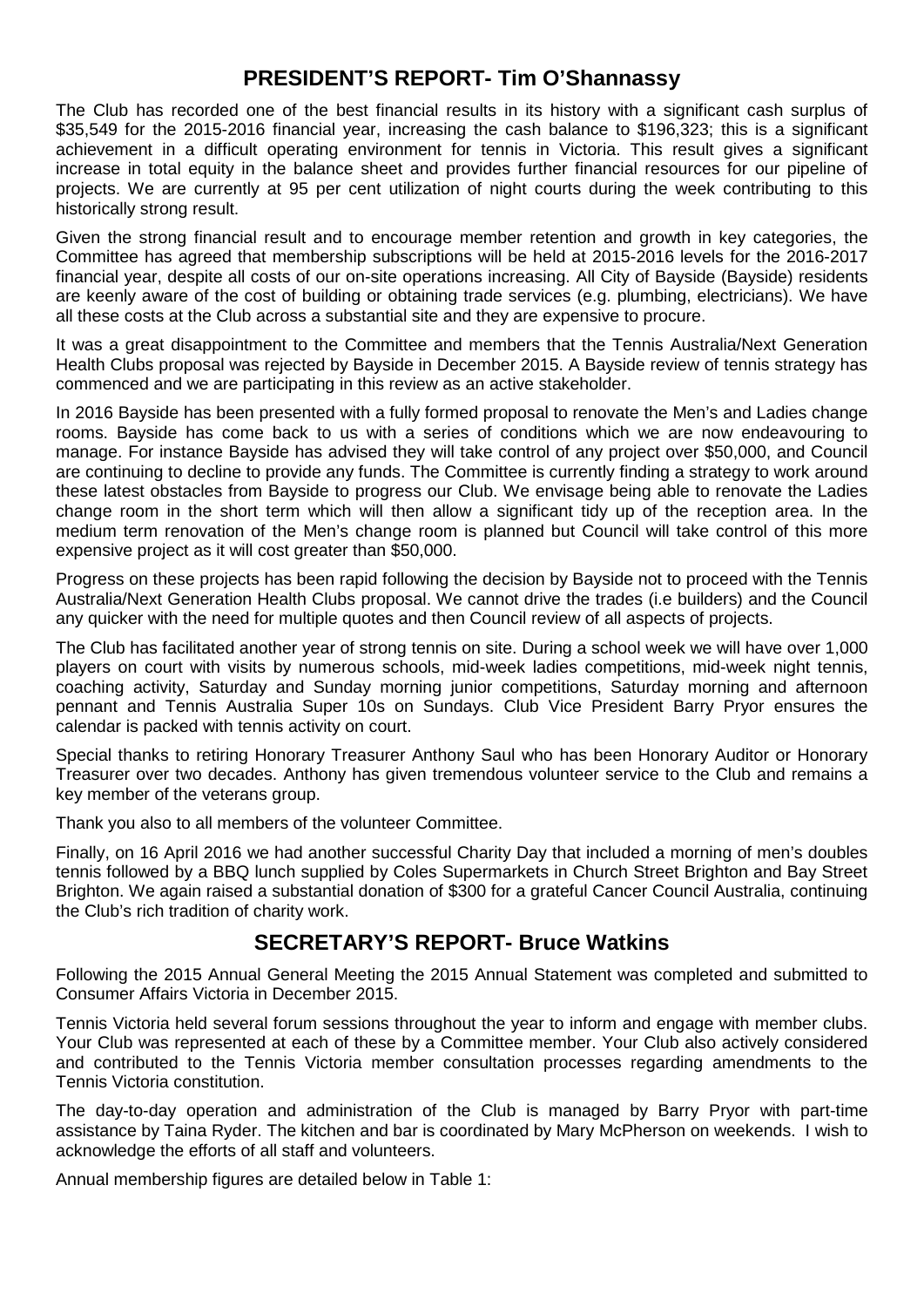## PRESIDENT'S REPORT- Tim O'Shannassy

The Club has recorded one of the best financial results in its history with a significant cash surplus of $35,549 for the 2015-2016 financial year, increasing the cash balance to $196,323; this is a significant achievement in a difficult operating environment for tennis in Victoria. This result gives a significant increase in total equity in the balance sheet and provides further financial resources for our pipeline of projects. We are currently at 95 per cent utilization of night courts during the week contributing to this historically strong result.

Given the strong financial result and to encourage member retention and growth in key categories, the Committee has agreed that membership subscriptions will be held at 2015-2016 levels for the 2016-2017 financial year, despite all costs of our on-site operations increasing. All City of Bayside (Bayside) residents are keenly aware of the cost of building or obtaining trade services (e.g. plumbing, electricians). We have all these costs at the Club across a substantial site and they are expensive to procure.

It was a great disappointment to the Committee and members that the Tennis Australia/Next Generation Health Clubs proposal was rejected by Bayside in December 2015. A Bayside review of tennis strategy has commenced and we are participating in this review as an active stakeholder.

In 2016 Bayside has been presented with a fully formed proposal to renovate the Men's and Ladies change rooms. Bayside has come back to us with a series of conditions which we are now endeavouring to manage. For instance Bayside has advised they will take control of any project over $50,000, and Council are continuing to decline to provide any funds. The Committee is currently finding a strategy to work around these latest obstacles from Bayside to progress our Club. We envisage being able to renovate the Ladies change room in the short term which will then allow a significant tidy up of the reception area. In the medium term renovation of the Men's change room is planned but Council will take control of this more expensive project as it will cost greater than $50,000.

Progress on these projects has been rapid following the decision by Bayside not to proceed with the Tennis Australia/Next Generation Health Clubs proposal. We cannot drive the trades (i.e builders) and the Council any quicker with the need for multiple quotes and then Council review of all aspects of projects.

The Club has facilitated another year of strong tennis on site. During a school week we will have over 1,000 players on court with visits by numerous schools, mid-week ladies competitions, mid-week night tennis, coaching activity, Saturday and Sunday morning junior competitions, Saturday morning and afternoon pennant and Tennis Australia Super 10s on Sundays. Club Vice President Barry Pryor ensures the calendar is packed with tennis activity on court.

Special thanks to retiring Honorary Treasurer Anthony Saul who has been Honorary Auditor or Honorary Treasurer over two decades. Anthony has given tremendous volunteer service to the Club and remains a key member of the veterans group.

Thank you also to all members of the volunteer Committee.

Finally, on 16 April 2016 we had another successful Charity Day that included a morning of men's doubles tennis followed by a BBQ lunch supplied by Coles Supermarkets in Church Street Brighton and Bay Street Brighton. We again raised a substantial donation of $300 for a grateful Cancer Council Australia, continuing the Club's rich tradition of charity work.

## SECRETARY'S REPORT- Bruce Watkins

Following the 2015 Annual General Meeting the 2015 Annual Statement was completed and submitted to Consumer Affairs Victoria in December 2015.

Tennis Victoria held several forum sessions throughout the year to inform and engage with member clubs. Your Club was represented at each of these by a Committee member. Your Club also actively considered and contributed to the Tennis Victoria member consultation processes regarding amendments to the Tennis Victoria constitution.

The day-to-day operation and administration of the Club is managed by Barry Pryor with part-time assistance by Taina Ryder. The kitchen and bar is coordinated by Mary McPherson on weekends. I wish to acknowledge the efforts of all staff and volunteers.

Annual membership figures are detailed below in Table 1: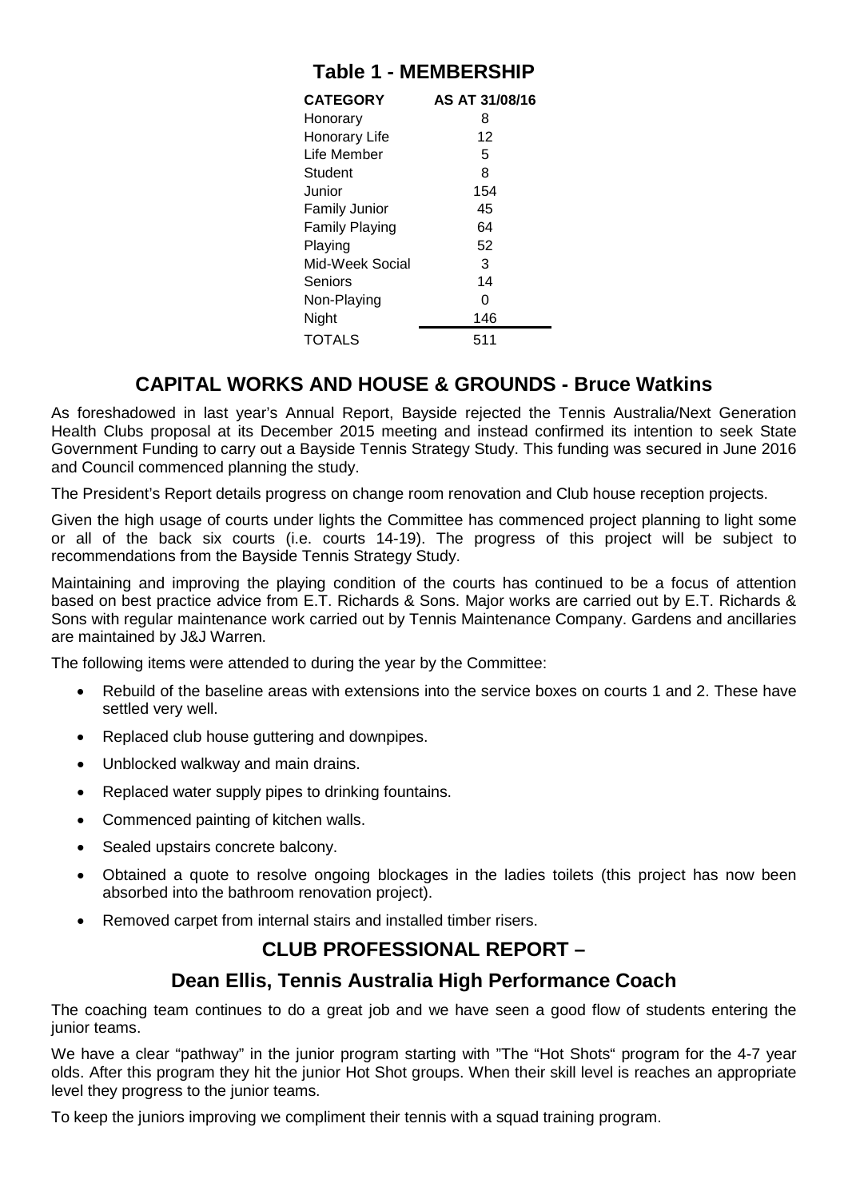## Table 1 - MEMBERSHIP

| CATEGORY | AS AT 31/08/16 |
| --- | --- |
| Honorary | 8 |
| Honorary Life | 12 |
| Life Member | 5 |
| Student | 8 |
| Junior | 154 |
| Family Junior | 45 |
| Family Playing | 64 |
| Playing | 52 |
| Mid-Week Social | 3 |
| Seniors | 14 |
| Non-Playing | 0 |
| Night | 146 |
| TOTALS | 511 |

## CAPITAL WORKS AND HOUSE & GROUNDS - Bruce Watkins

As foreshadowed in last year's Annual Report, Bayside rejected the Tennis Australia/Next Generation Health Clubs proposal at its December 2015 meeting and instead confirmed its intention to seek State Government Funding to carry out a Bayside Tennis Strategy Study. This funding was secured in June 2016 and Council commenced planning the study.

The President's Report details progress on change room renovation and Club house reception projects.

Given the high usage of courts under lights the Committee has commenced project planning to light some or all of the back six courts (i.e. courts 14-19). The progress of this project will be subject to recommendations from the Bayside Tennis Strategy Study.

Maintaining and improving the playing condition of the courts has continued to be a focus of attention based on best practice advice from E.T. Richards & Sons. Major works are carried out by E.T. Richards & Sons with regular maintenance work carried out by Tennis Maintenance Company. Gardens and ancillaries are maintained by J&J Warren.

The following items were attended to during the year by the Committee:

- Rebuild of the baseline areas with extensions into the service boxes on courts 1 and 2. These have settled very well.
- Replaced club house guttering and downpipes.
- Unblocked walkway and main drains.
- Replaced water supply pipes to drinking fountains.
- Commenced painting of kitchen walls.
- Sealed upstairs concrete balcony.
- Obtained a quote to resolve ongoing blockages in the ladies toilets (this project has now been absorbed into the bathroom renovation project).
- Removed carpet from internal stairs and installed timber risers.

## CLUB PROFESSIONAL REPORT –

## Dean Ellis, Tennis Australia High Performance Coach

The coaching team continues to do a great job and we have seen a good flow of students entering the junior teams.

We have a clear "pathway" in the junior program starting with "The "Hot Shots" program for the 4-7 year olds. After this program they hit the junior Hot Shot groups. When their skill level is reaches an appropriate level they progress to the junior teams.

To keep the juniors improving we compliment their tennis with a squad training program.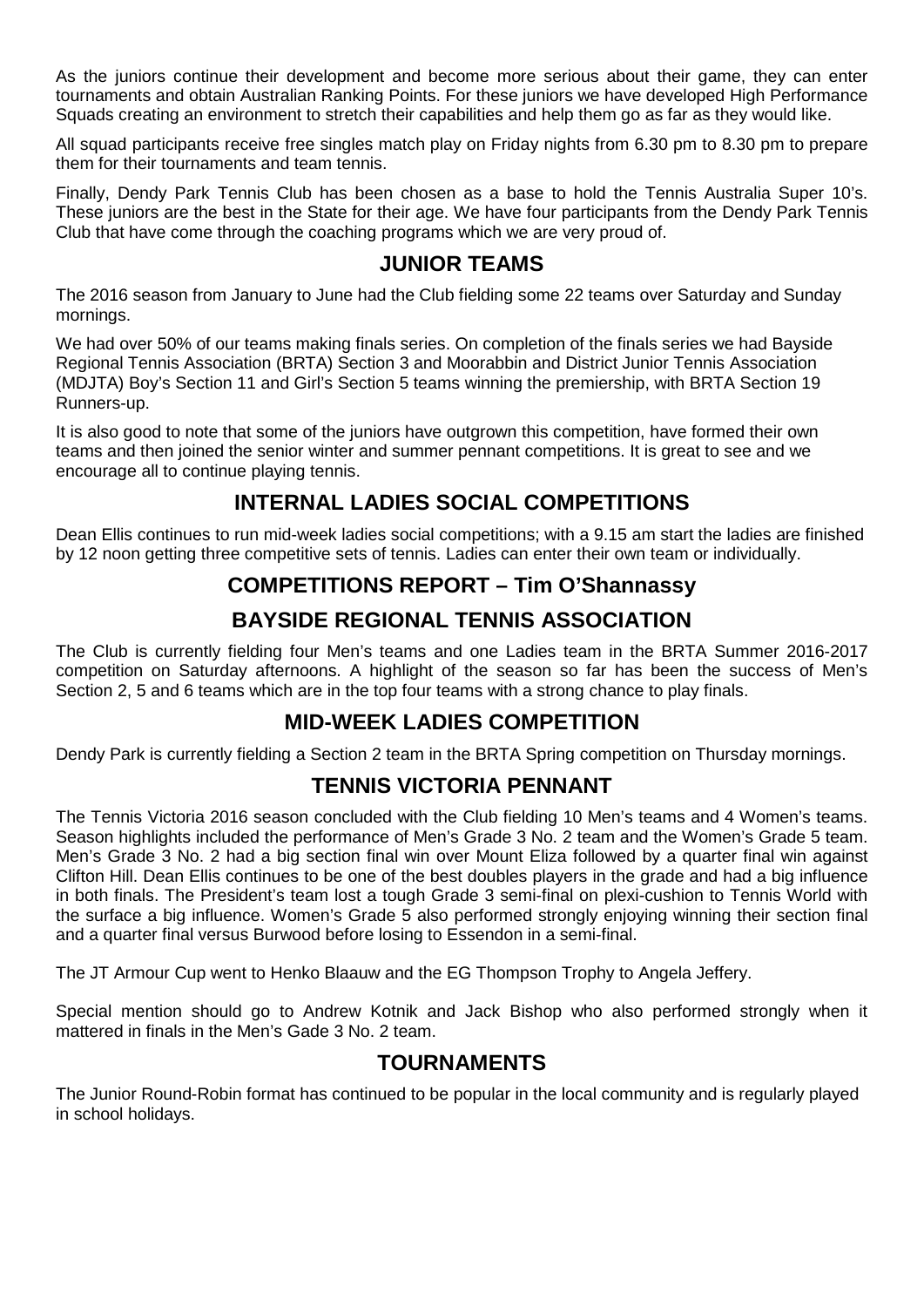As the juniors continue their development and become more serious about their game, they can enter tournaments and obtain Australian Ranking Points. For these juniors we have developed High Performance Squads creating an environment to stretch their capabilities and help them go as far as they would like.

All squad participants receive free singles match play on Friday nights from 6.30 pm to 8.30 pm to prepare them for their tournaments and team tennis.

Finally, Dendy Park Tennis Club has been chosen as a base to hold the Tennis Australia Super 10's. These juniors are the best in the State for their age. We have four participants from the Dendy Park Tennis Club that have come through the coaching programs which we are very proud of.

## JUNIOR TEAMS

The 2016 season from January to June had the Club fielding some 22 teams over Saturday and Sunday mornings.

We had over 50% of our teams making finals series. On completion of the finals series we had Bayside Regional Tennis Association (BRTA) Section 3 and Moorabbin and District Junior Tennis Association (MDJTA) Boy's Section 11 and Girl's Section 5 teams winning the premiership, with BRTA Section 19 Runners-up.

It is also good to note that some of the juniors have outgrown this competition, have formed their own teams and then joined the senior winter and summer pennant competitions. It is great to see and we encourage all to continue playing tennis.

## INTERNAL LADIES SOCIAL COMPETITIONS

Dean Ellis continues to run mid-week ladies social competitions; with a 9.15 am start the ladies are finished by 12 noon getting three competitive sets of tennis. Ladies can enter their own team or individually.

## COMPETITIONS REPORT – Tim O'Shannassy

## BAYSIDE REGIONAL TENNIS ASSOCIATION

The Club is currently fielding four Men's teams and one Ladies team in the BRTA Summer 2016-2017 competition on Saturday afternoons. A highlight of the season so far has been the success of Men's Section 2, 5 and 6 teams which are in the top four teams with a strong chance to play finals.

## MID-WEEK LADIES COMPETITION

Dendy Park is currently fielding a Section 2 team in the BRTA Spring competition on Thursday mornings.

## TENNIS VICTORIA PENNANT

The Tennis Victoria 2016 season concluded with the Club fielding 10 Men's teams and 4 Women's teams. Season highlights included the performance of Men's Grade 3 No. 2 team and the Women's Grade 5 team. Men's Grade 3 No. 2 had a big section final win over Mount Eliza followed by a quarter final win against Clifton Hill. Dean Ellis continues to be one of the best doubles players in the grade and had a big influence in both finals. The President's team lost a tough Grade 3 semi-final on plexi-cushion to Tennis World with the surface a big influence. Women's Grade 5 also performed strongly enjoying winning their section final and a quarter final versus Burwood before losing to Essendon in a semi-final.

The JT Armour Cup went to Henko Blaauw and the EG Thompson Trophy to Angela Jeffery.

Special mention should go to Andrew Kotnik and Jack Bishop who also performed strongly when it mattered in finals in the Men's Gade 3 No. 2 team.

## TOURNAMENTS

The Junior Round-Robin format has continued to be popular in the local community and is regularly played in school holidays.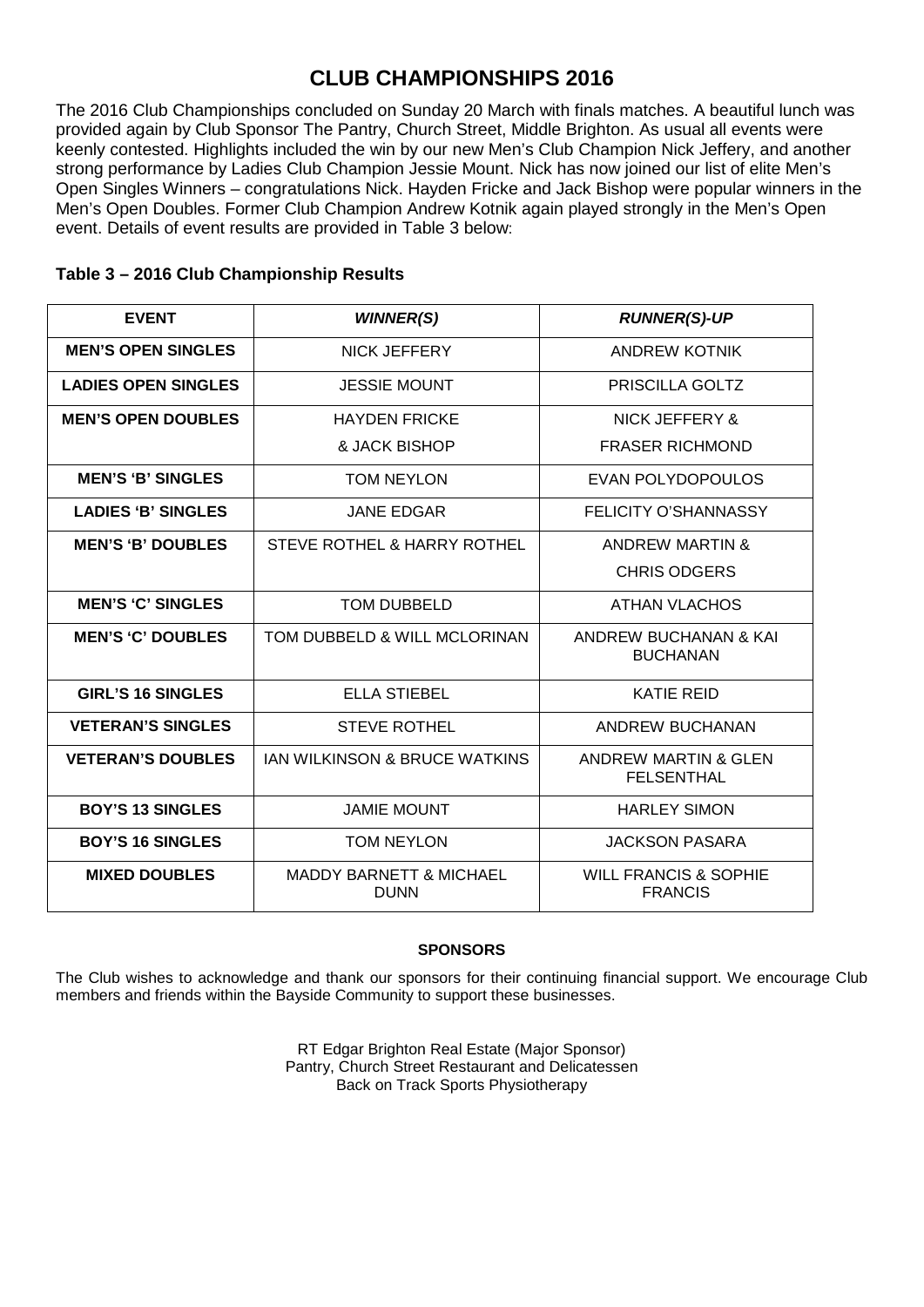# CLUB CHAMPIONSHIPS 2016

The 2016 Club Championships concluded on Sunday 20 March with finals matches. A beautiful lunch was provided again by Club Sponsor The Pantry, Church Street, Middle Brighton. As usual all events were keenly contested. Highlights included the win by our new Men's Club Champion Nick Jeffery, and another strong performance by Ladies Club Champion Jessie Mount. Nick has now joined our list of elite Men's Open Singles Winners – congratulations Nick. Hayden Fricke and Jack Bishop were popular winners in the Men's Open Doubles. Former Club Champion Andrew Kotnik again played strongly in the Men's Open event. Details of event results are provided in Table 3 below:

**Table 3 – 2016 Club Championship Results**

| EVENT | *WINNER(S)* | *RUNNER(S)-UP* |
|---|---|---|
| MEN'S OPEN SINGLES | NICK JEFFERY | ANDREW KOTNIK |
| LADIES OPEN SINGLES | JESSIE MOUNT | PRISCILLA GOLTZ |
| MEN'S OPEN DOUBLES | HAYDEN FRICKE & JACK BISHOP | NICK JEFFERY & FRASER RICHMOND |
| MEN'S 'B' SINGLES | TOM NEYLON | EVAN POLYDOPOULOS |
| LADIES 'B' SINGLES | JANE EDGAR | FELICITY O'SHANNASSY |
| MEN'S 'B' DOUBLES | STEVE ROTHEL & HARRY ROTHEL | ANDREW MARTIN & CHRIS ODGERS |
| MEN'S 'C' SINGLES | TOM DUBBELD | ATHAN VLACHOS |
| MEN'S 'C' DOUBLES | TOM DUBBELD & WILL MCLORINAN | ANDREW BUCHANAN & KAI BUCHANAN |
| GIRL'S 16 SINGLES | ELLA STIEBEL | KATIE REID |
| VETERAN'S SINGLES | STEVE ROTHEL | ANDREW BUCHANAN |
| VETERAN'S DOUBLES | IAN WILKINSON & BRUCE WATKINS | ANDREW MARTIN & GLEN FELSENTHAL |
| BOY'S 13 SINGLES | JAMIE MOUNT | HARLEY SIMON |
| BOY'S 16 SINGLES | TOM NEYLON | JACKSON PASARA |
| MIXED DOUBLES | MADDY BARNETT & MICHAEL DUNN | WILL FRANCIS & SOPHIE FRANCIS |

**SPONSORS**

The Club wishes to acknowledge and thank our sponsors for their continuing financial support. We encourage Club members and friends within the Bayside Community to support these businesses.

RT Edgar Brighton Real Estate (Major Sponsor)
Pantry, Church Street Restaurant and Delicatessen
Back on Track Sports Physiotherapy